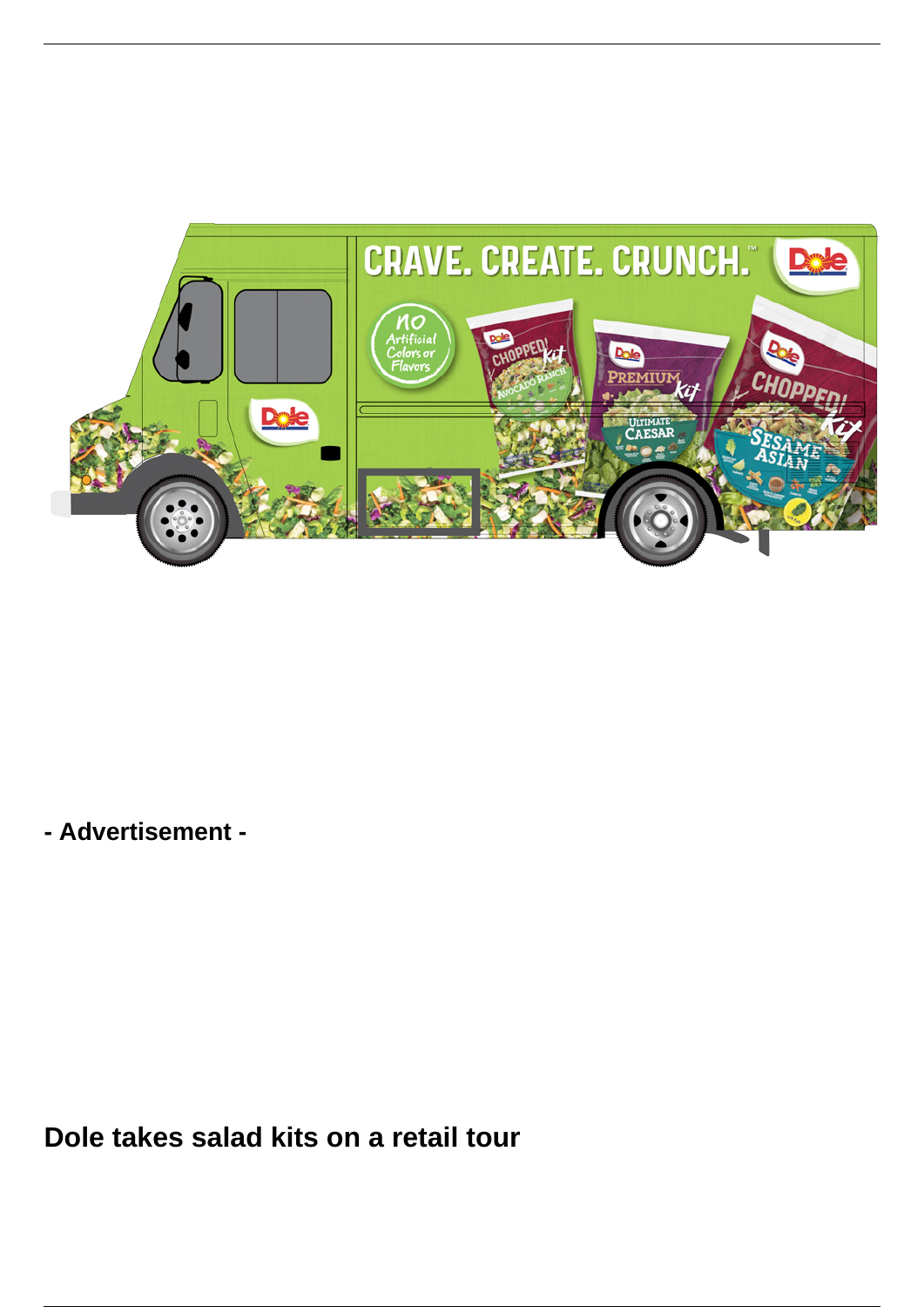- Advertisement -

# Dole takes salad kits on a retail tour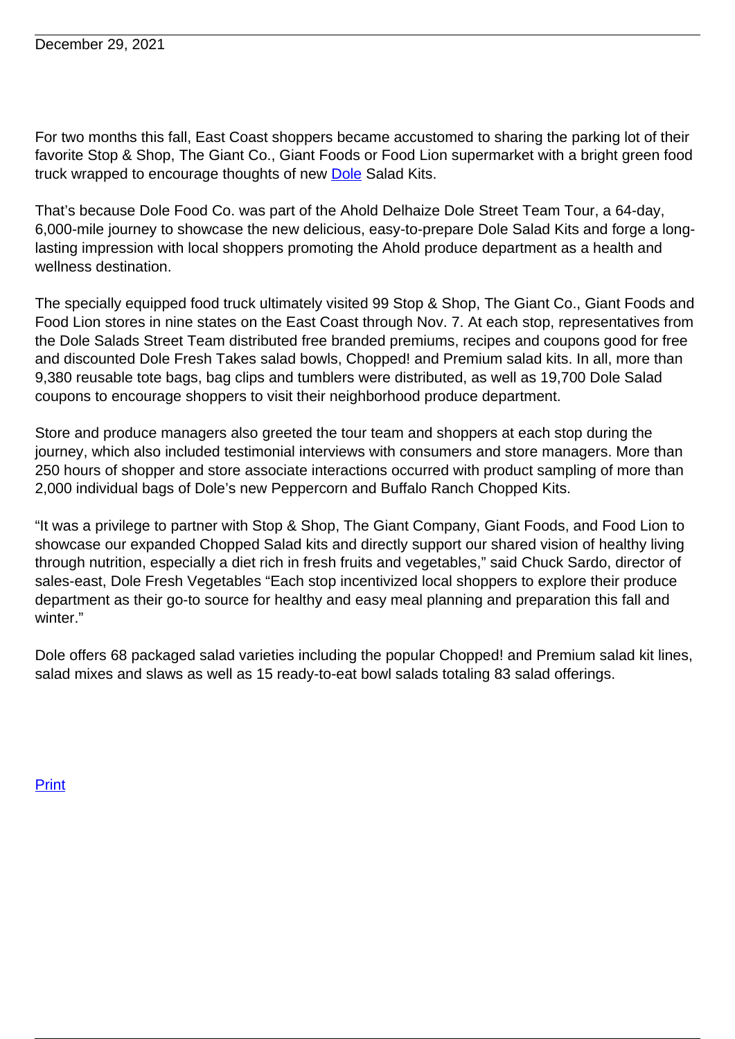December 29, 2021

For two months this fall, East Coast shoppers became accustomed to sharing the parking lot of their favorite Stop & Shop, The Giant Co., Giant Foods or Food Lion supermarket with a bright green food truck wrapped to encourage thoughts of new Dole Salad Kits.

That's because Dole Food Co. was part of the Ahold Delhaize Dole Street Team Tour, a 64-day, 6,000-mile journey to showcase the new delicious, easy-to-prepare Dole Salad Kits and forge a long-lasting impression with local shoppers promoting the Ahold produce department as a health and wellness destination.

The specially equipped food truck ultimately visited 99 Stop & Shop, The Giant Co., Giant Foods and Food Lion stores in nine states on the East Coast through Nov. 7. At each stop, representatives from the Dole Salads Street Team distributed free branded premiums, recipes and coupons good for free and discounted Dole Fresh Takes salad bowls, Chopped! and Premium salad kits. In all, more than 9,380 reusable tote bags, bag clips and tumblers were distributed, as well as 19,700 Dole Salad coupons to encourage shoppers to visit their neighborhood produce department.

Store and produce managers also greeted the tour team and shoppers at each stop during the journey, which also included testimonial interviews with consumers and store managers. More than 250 hours of shopper and store associate interactions occurred with product sampling of more than 2,000 individual bags of Dole's new Peppercorn and Buffalo Ranch Chopped Kits.

"It was a privilege to partner with Stop & Shop, The Giant Company, Giant Foods, and Food Lion to showcase our expanded Chopped Salad kits and directly support our shared vision of healthy living through nutrition, especially a diet rich in fresh fruits and vegetables," said Chuck Sardo, director of sales-east, Dole Fresh Vegetables "Each stop incentivized local shoppers to explore their produce department as their go-to source for healthy and easy meal planning and preparation this fall and winter."

Dole offers 68 packaged salad varieties including the popular Chopped! and Premium salad kit lines, salad mixes and slaws as well as 15 ready-to-eat bowl salads totaling 83 salad offerings.

Print